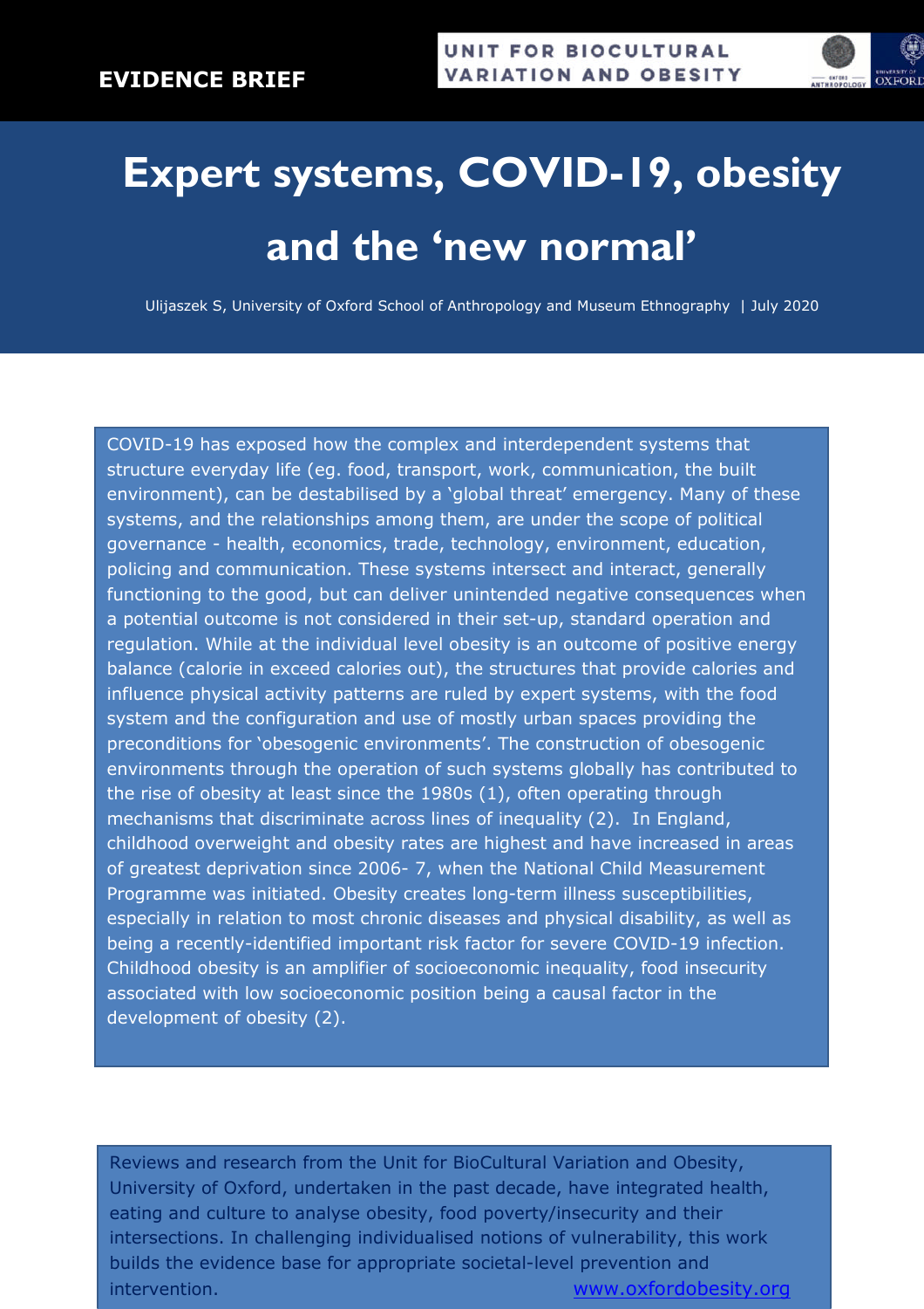**EVIDENCE BRIEF**

UNIT FOR BIOCULTURAL VARIATION AND OBESITY

# Expert systems, COVID-19, obesity and the 'new normal'

Ulijaszek S, University of Oxford School of Anthropology and Museum Ethnography | July 2020

COVID-19 has exposed how the complex and interdependent systems that structure everyday life (eg. food, transport, work, communication, the built environment), can be destabilised by a 'global threat' emergency. Many of these systems, and the relationships among them, are under the scope of political governance - health, economics, trade, technology, environment, education, policing and communication. These systems intersect and interact, generally functioning to the good, but can deliver unintended negative consequences when a potential outcome is not considered in their set-up, standard operation and regulation. While at the individual level obesity is an outcome of positive energy balance (calorie in exceed calories out), the structures that provide calories and influence physical activity patterns are ruled by expert systems, with the food system and the configuration and use of mostly urban spaces providing the preconditions for 'obesogenic environments'. The construction of obesogenic environments through the operation of such systems globally has contributed to the rise of obesity at least since the 1980s (1), often operating through mechanisms that discriminate across lines of inequality (2). In England, childhood overweight and obesity rates are highest and have increased in areas of greatest deprivation since 2006- 7, when the National Child Measurement Programme was initiated. Obesity creates long-term illness susceptibilities, especially in relation to most chronic diseases and physical disability, as well as being a recently-identified important risk factor for severe COVID-19 infection. Childhood obesity is an amplifier of socioeconomic inequality, food insecurity associated with low socioeconomic position being a causal factor in the development of obesity (2).

Reviews and research from the Unit for BioCultural Variation and Obesity, University of Oxford, undertaken in the past decade, have integrated health, eating and culture to analyse obesity, food poverty/insecurity and their intersections. In challenging individualised notions of vulnerability, this work builds the evidence base for appropriate societal-level prevention and intervention. www.oxfordobesity.org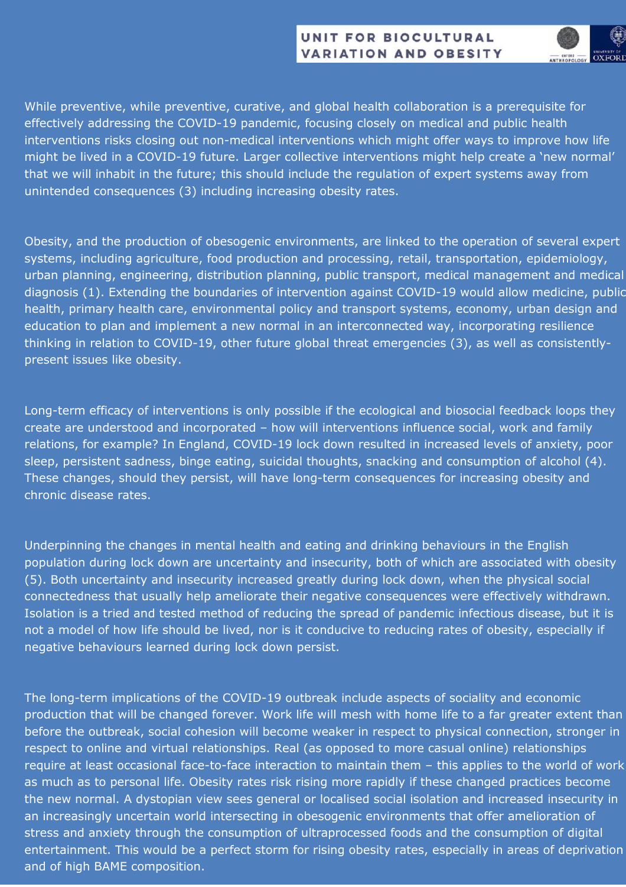While preventive, while preventive, curative, and global health collaboration is a prerequisite for effectively addressing the COVID-19 pandemic, focusing closely on medical and public health interventions risks closing out non-medical interventions which might offer ways to improve how life might be lived in a COVID-19 future. Larger collective interventions might help create a 'new normal' that we will inhabit in the future; this should include the regulation of expert systems away from unintended consequences (3) including increasing obesity rates.

Obesity, and the production of obesogenic environments, are linked to the operation of several expert systems, including agriculture, food production and processing, retail, transportation, epidemiology, urban planning, engineering, distribution planning, public transport, medical management and medical diagnosis (1). Extending the boundaries of intervention against COVID-19 would allow medicine, public health, primary health care, environmental policy and transport systems, economy, urban design and education to plan and implement a new normal in an interconnected way, incorporating resilience thinking in relation to COVID-19, other future global threat emergencies (3), as well as consistently-present issues like obesity.

Long-term efficacy of interventions is only possible if the ecological and biosocial feedback loops they create are understood and incorporated – how will interventions influence social, work and family relations, for example? In England, COVID-19 lock down resulted in increased levels of anxiety, poor sleep, persistent sadness, binge eating, suicidal thoughts, snacking and consumption of alcohol (4). These changes, should they persist, will have long-term consequences for increasing obesity and chronic disease rates.

Underpinning the changes in mental health and eating and drinking behaviours in the English population during lock down are uncertainty and insecurity, both of which are associated with obesity (5). Both uncertainty and insecurity increased greatly during lock down, when the physical social connectedness that usually help ameliorate their negative consequences were effectively withdrawn. Isolation is a tried and tested method of reducing the spread of pandemic infectious disease, but it is not a model of how life should be lived, nor is it conducive to reducing rates of obesity, especially if negative behaviours learned during lock down persist.

The long-term implications of the COVID-19 outbreak include aspects of sociality and economic production that will be changed forever. Work life will mesh with home life to a far greater extent than before the outbreak, social cohesion will become weaker in respect to physical connection, stronger in respect to online and virtual relationships. Real (as opposed to more casual online) relationships require at least occasional face-to-face interaction to maintain them – this applies to the world of work as much as to personal life. Obesity rates risk rising more rapidly if these changed practices become the new normal. A dystopian view sees general or localised social isolation and increased insecurity in an increasingly uncertain world intersecting in obesogenic environments that offer amelioration of stress and anxiety through the consumption of ultraprocessed foods and the consumption of digital entertainment. This would be a perfect storm for rising obesity rates, especially in areas of deprivation and of high BAME composition.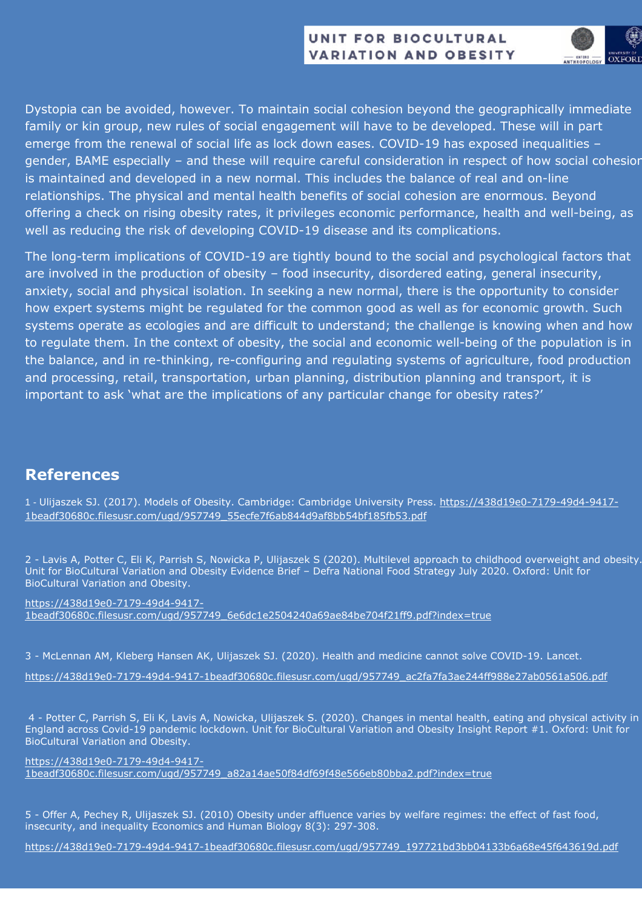Dystopia can be avoided, however. To maintain social cohesion beyond the geographically immediate family or kin group, new rules of social engagement will have to be developed. These will in part emerge from the renewal of social life as lock down eases. COVID-19 has exposed inequalities – gender, BAME especially – and these will require careful consideration in respect of how social cohesion is maintained and developed in a new normal. This includes the balance of real and on-line relationships. The physical and mental health benefits of social cohesion are enormous. Beyond offering a check on rising obesity rates, it privileges economic performance, health and well-being, as well as reducing the risk of developing COVID-19 disease and its complications.

The long-term implications of COVID-19 are tightly bound to the social and psychological factors that are involved in the production of obesity – food insecurity, disordered eating, general insecurity, anxiety, social and physical isolation. In seeking a new normal, there is the opportunity to consider how expert systems might be regulated for the common good as well as for economic growth. Such systems operate as ecologies and are difficult to understand; the challenge is knowing when and how to regulate them. In the context of obesity, the social and economic well-being of the population is in the balance, and in re-thinking, re-configuring and regulating systems of agriculture, food production and processing, retail, transportation, urban planning, distribution planning and transport, it is important to ask 'what are the implications of any particular change for obesity rates?'

## References

1 - Ulijaszek SJ. (2017). Models of Obesity. Cambridge: Cambridge University Press. https://438d19e0-7179-49d4-9417-1beadf30680c.filesusr.com/ugd/957749_55ecfe7f6ab844d9af8bb54bf185fb53.pdf

2 - Lavis A, Potter C, Eli K, Parrish S, Nowicka P, Ulijaszek S (2020). Multilevel approach to childhood overweight and obesity. Unit for BioCultural Variation and Obesity Evidence Brief – Defra National Food Strategy July 2020. Oxford: Unit for BioCultural Variation and Obesity.

https://438d19e0-7179-49d4-9417-1beadf30680c.filesusr.com/ugd/957749_6e6dc1e2504240a69ae84be704f21ff9.pdf?index=true

3 - McLennan AM, Kleberg Hansen AK, Ulijaszek SJ. (2020). Health and medicine cannot solve COVID-19. Lancet.

https://438d19e0-7179-49d4-9417-1beadf30680c.filesusr.com/ugd/957749_ac2fa7fa3ae244ff988e27ab0561a506.pdf

4 - Potter C, Parrish S, Eli K, Lavis A, Nowicka, Ulijaszek S. (2020). Changes in mental health, eating and physical activity in England across Covid-19 pandemic lockdown. Unit for BioCultural Variation and Obesity Insight Report #1. Oxford: Unit for BioCultural Variation and Obesity.

https://438d19e0-7179-49d4-9417-1beadf30680c.filesusr.com/ugd/957749_a82a14ae50f84df69f48e566eb80bba2.pdf?index=true

5 - Offer A, Pechey R, Ulijaszek SJ. (2010) Obesity under affluence varies by welfare regimes: the effect of fast food, insecurity, and inequality Economics and Human Biology 8(3): 297-308.

https://438d19e0-7179-49d4-9417-1beadf30680c.filesusr.com/ugd/957749_197721bd3bb04133b6a68e45f643619d.pdf